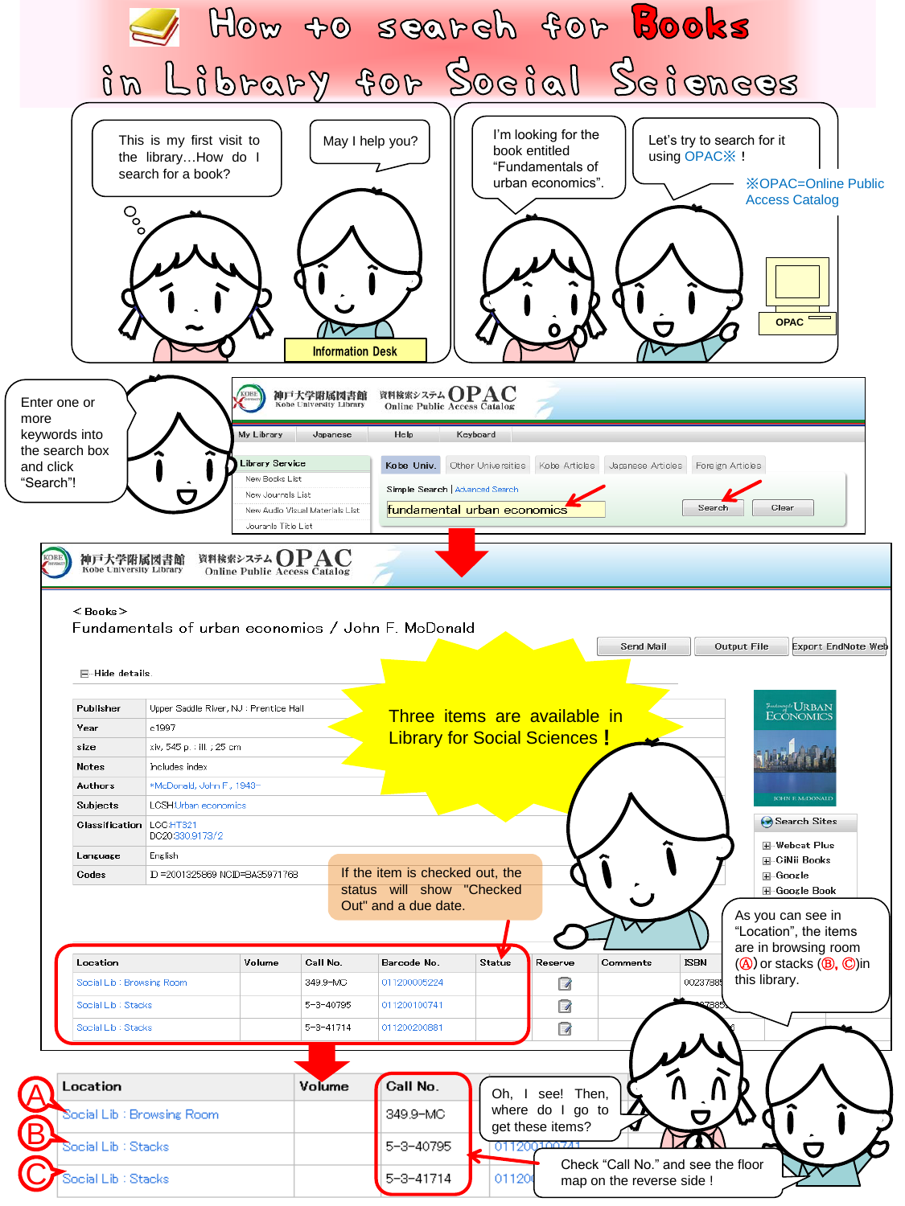# How to search for Books in Library for Social Sciences

This is my first visit to the library…How do I search for a book?

May I help you?

Information Desk

I'm looking for the book entitled "Fundamentals of urban economics".

Let's try to search for it using OPAC※ !

※OPAC=Online Public Access Catalog

OPAC

Enter one or more keywords into the search box and click "Search"!

神戸大学附属図書館 Kobe University Library 資料検索システム OPAC Online Public Access Catalog

My Library | Japanese | Help | Keyboard

Library Service
- New Books List
- New Journals List
- New Audio Visual Materials List
- Journals Title List

Kobe Univ. | Other Universities | Kobe Articles | Japanese Articles | Foreign Articles

Simple Search | Advanced Search

fundamental urban economics

Search | Clear

神戸大学附属図書館 Kobe University Library 資料検索システム OPAC Online Public Access Catalog

＜Books＞
Fundamentals of urban economics / John F. McDonald

Send Mail | Output File | Export EndNote Web

⊟ Hide details

| | |
|---|---|
| Publisher | Upper Saddle River, NJ : Prentice Hall |
| Year | c1997 |
| size | xlv, 545 p. : ill. ; 25 cm |
| Notes | Includes index |
| Authors | *McDonald, John F., 1943- |
| Subjects | LCSH:Urban economics |
| Classification | LCC:HT321<br>DC20:330.9173/2 |
| Language | English |
| Codes | ID=2001325869 NCID=BA35971768 |

Three items are available in Library for Social Sciences！

If the item is checked out, the status will show "Checked Out" and a due date.

Search Sites
- Webcat Plus
- CiNii Books
- Google
- Google Book

As you can see in "Location", the items are in browsing room (Ⓐ) or stacks (Ⓑ, Ⓒ) in this library.

| Location | Volume | Call No. | Barcode No. | Status | Reserve | Comments | ISBN |
|---|---|---|---|---|---|---|---|
| Social Lib : Browsing Room | | 349.9-MC | 011200005224 | | | | 002373… |
| Social Lib : Stacks | | 5-3-40795 | 011200100741 | | | | |
| Social Lib : Stacks | | 5-3-41714 | 011200200881 | | | | |

| | Location | Volume | Call No. |
|---|---|---|---|
| Ⓐ | Social Lib : Browsing Room | | 349.9-MC |
| Ⓑ | Social Lib : Stacks | | 5-3-40795 |
| Ⓒ | Social Lib : Stacks | | 5-3-41714 |

Oh, I see! Then, where do I go to get these items?

Check "Call No." and see the floor map on the reverse side！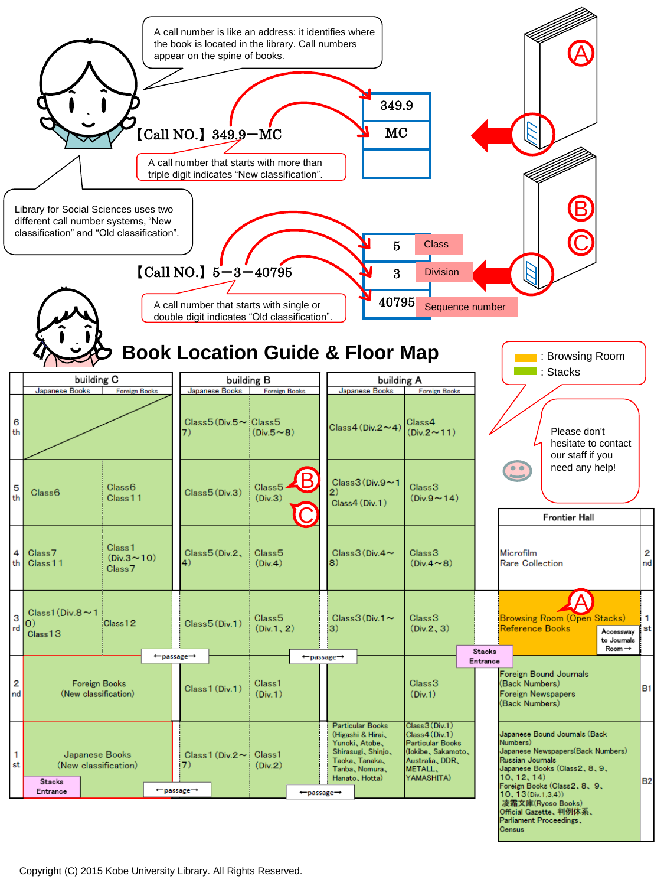A call number is like an address: it identifies where the book is located in the library. Call numbers appear on the spine of books.

【Call NO.】349.9－MC

349.9
MC

A call number that starts with more than triple digit indicates “New classification”.

Library for Social Sciences uses two different call number systems, “New classification” and “Old classification”.

【Call NO.】5－3－40795

5 Class
3 Division
40795 Sequence number

A call number that starts with single or double digit indicates “Old classification”.

A
B
C

# Book Location Guide & Floor Map

: Browsing Room
: Stacks

Please don't hesitate to contact our staff if you need any help!

| Floor | building C Japanese Books | building C Foreign Books | building B Japanese Books | building B Foreign Books | building A Japanese Books | building A Foreign Books |
|---|---|---|---|---|---|---|
| 6th | | | Class5 (Div.5～7) | Class5 (Div.5～8) | Class4 (Div.2～4) | Class4 (Div.2～11) |
| 5th | Class6 | Class6 Class11 | Class5 (Div.3) | Class5 (Div.3) B C | Class3 (Div.9～12) Class4 (Div.1) | Class3 (Div.9～14) |
| 4th | Class7 Class11 | Class1 (Div.3～10) Class7 | Class5 (Div.2、4) | Class5 (Div.4) | Class3 (Div.4～8) | Class3 (Div.4～8) |
| 3rd | Class1 (Div.8～10) Class13 | Class12 | Class5 (Div.1) | Class5 (Div.1、2) | Class3 (Div.1～3) | Class3 (Div.2、3) |
| 2nd | Foreign Books (New classification) | | Class1 (Div.1) | Class1 (Div.1) | | Class3 (Div.1) |
| 1st | Japanese Books (New classification) | | Class1 (Div.2～7) | Class1 (Div.2) | Particular Books (Higashi & Hirai、Yunoki、Atobe、Shirasugi、Shinjo、Taoka、Tanaka、Tanba、Nomura、Hanato、Hotta) | Class3 (Div.1) Class4 (Div.1) Particular Books (Iokibe、Sakamoto、Australia、DDR、METALL、YAMASHITA) |

←passage→

Stacks Entrance

| Frontier Hall | Floor |
|---|---|
| Microfilm<br>Rare Collection | 2nd |
| A Browsing Room (Open Stacks)<br>Reference Books<br>Accessway to Journals Room → | 1st |
| Foreign Bound Journals (Back Numbers)<br>Foreign Newspapers (Back Numbers) | B1 |
| Japanese Bound Journals (Back Numbers)<br>Japanese Newspapers(Back Numbers)<br>Russian Journals<br>Japanese Books (Class2、8、9、10、12、14)<br>Foreign Books (Class2、8、9、10、13(Div.1,3,4))<br>凌霜文庫(Ryoso Books)<br>Official Gazette、判例体系、<br>Parliament Proceedings、<br>Census | B2 |

Copyright (C) 2015 Kobe University Library. All Rights Reserved.